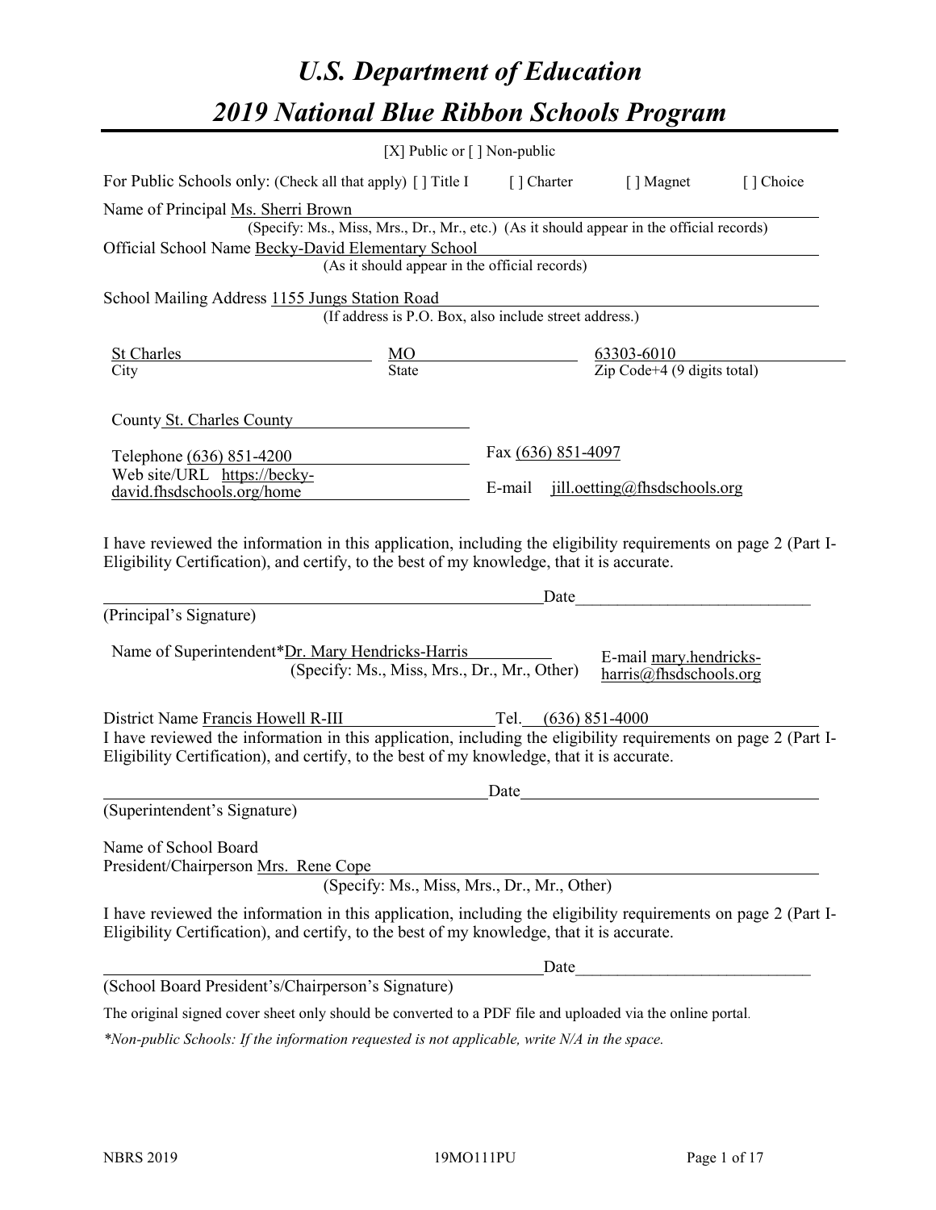# U.S. Department of Education
# 2019 National Blue Ribbon Schools Program

[X] Public or [ ] Non-public

For Public Schools only: (Check all that apply) [ ] Title I [ ] Charter [ ] Magnet [ ] Choice

Name of Principal Ms. Sherri Brown
(Specify: Ms., Miss, Mrs., Dr., Mr., etc.) (As it should appear in the official records)

Official School Name Becky-David Elementary School
(As it should appear in the official records)

School Mailing Address 1155 Jungs Station Road
(If address is P.O. Box, also include street address.)

| St Charles | MO | 63303-6010 |
|---|---|---|
| City | State | Zip Code+4 (9 digits total) |

County St. Charles County

Telephone (636) 851-4200 Fax (636) 851-4097

Web site/URL https://becky-david.fhsdschools.org/home E-mail jill.oetting@fhsdschools.org

I have reviewed the information in this application, including the eligibility requirements on page 2 (Part I-Eligibility Certification), and certify, to the best of my knowledge, that it is accurate.

_______________________________________ Date_____________________

(Principal's Signature)

Name of Superintendent*Dr. Mary Hendricks-Harris
(Specify: Ms., Miss, Mrs., Dr., Mr., Other)

E-mail mary.hendricks-harris@fhsdschools.org

District Name Francis Howell R-III Tel. (636) 851-4000

I have reviewed the information in this application, including the eligibility requirements on page 2 (Part I-Eligibility Certification), and certify, to the best of my knowledge, that it is accurate.

_______________________________________ Date_____________________

(Superintendent's Signature)

Name of School Board
President/Chairperson Mrs. Rene Cope
(Specify: Ms., Miss, Mrs., Dr., Mr., Other)

I have reviewed the information in this application, including the eligibility requirements on page 2 (Part I-Eligibility Certification), and certify, to the best of my knowledge, that it is accurate.

_______________________________________ Date_____________________

(School Board President's/Chairperson's Signature)

The original signed cover sheet only should be converted to a PDF file and uploaded via the online portal.

*\*Non-public Schools: If the information requested is not applicable, write N/A in the space.*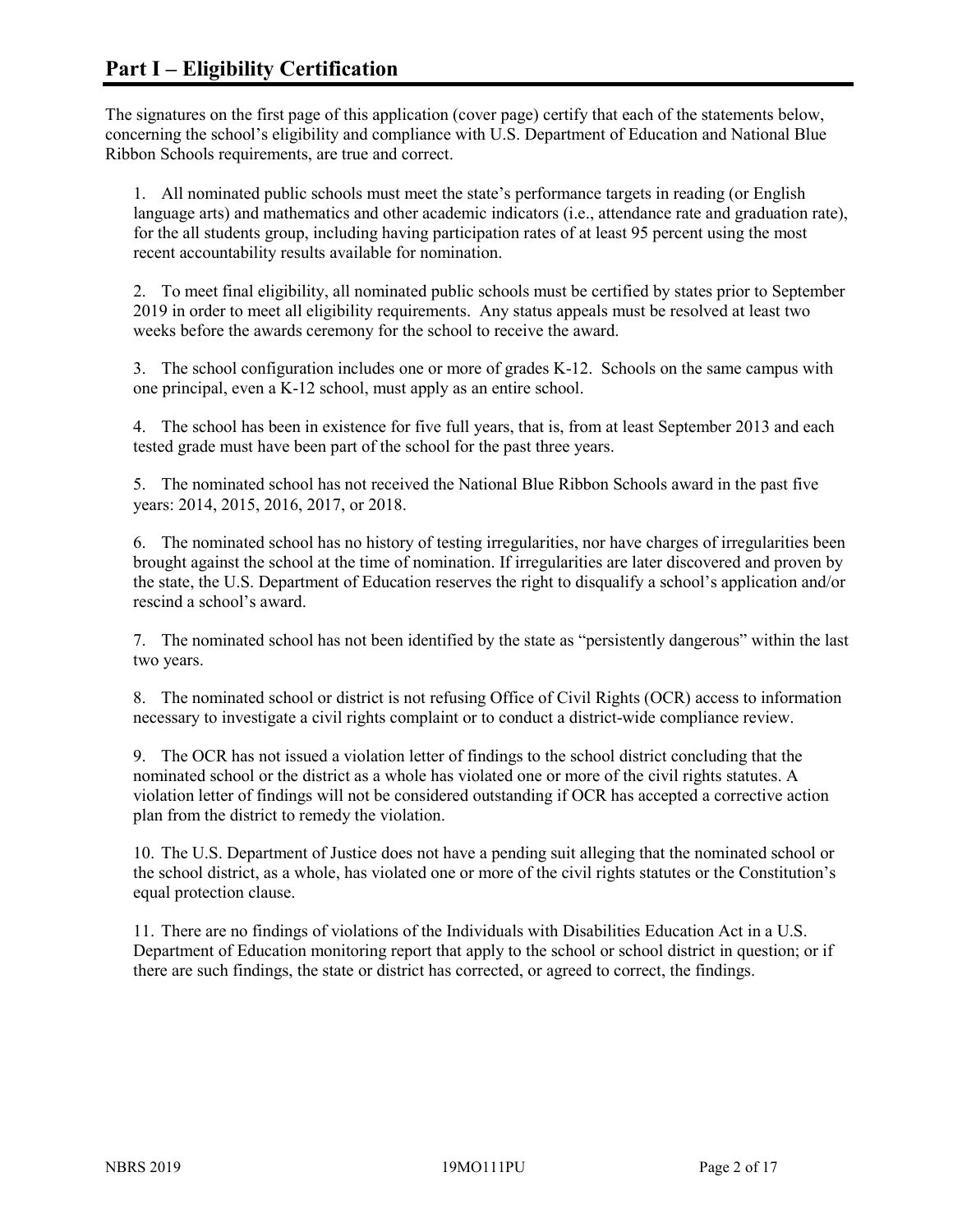## Part I – Eligibility Certification

The signatures on the first page of this application (cover page) certify that each of the statements below, concerning the school's eligibility and compliance with U.S. Department of Education and National Blue Ribbon Schools requirements, are true and correct.

1. All nominated public schools must meet the state's performance targets in reading (or English language arts) and mathematics and other academic indicators (i.e., attendance rate and graduation rate), for the all students group, including having participation rates of at least 95 percent using the most recent accountability results available for nomination.

2. To meet final eligibility, all nominated public schools must be certified by states prior to September 2019 in order to meet all eligibility requirements. Any status appeals must be resolved at least two weeks before the awards ceremony for the school to receive the award.

3. The school configuration includes one or more of grades K-12. Schools on the same campus with one principal, even a K-12 school, must apply as an entire school.

4. The school has been in existence for five full years, that is, from at least September 2013 and each tested grade must have been part of the school for the past three years.

5. The nominated school has not received the National Blue Ribbon Schools award in the past five years: 2014, 2015, 2016, 2017, or 2018.

6. The nominated school has no history of testing irregularities, nor have charges of irregularities been brought against the school at the time of nomination. If irregularities are later discovered and proven by the state, the U.S. Department of Education reserves the right to disqualify a school's application and/or rescind a school's award.

7. The nominated school has not been identified by the state as "persistently dangerous" within the last two years.

8. The nominated school or district is not refusing Office of Civil Rights (OCR) access to information necessary to investigate a civil rights complaint or to conduct a district-wide compliance review.

9. The OCR has not issued a violation letter of findings to the school district concluding that the nominated school or the district as a whole has violated one or more of the civil rights statutes. A violation letter of findings will not be considered outstanding if OCR has accepted a corrective action plan from the district to remedy the violation.

10. The U.S. Department of Justice does not have a pending suit alleging that the nominated school or the school district, as a whole, has violated one or more of the civil rights statutes or the Constitution's equal protection clause.

11. There are no findings of violations of the Individuals with Disabilities Education Act in a U.S. Department of Education monitoring report that apply to the school or school district in question; or if there are such findings, the state or district has corrected, or agreed to correct, the findings.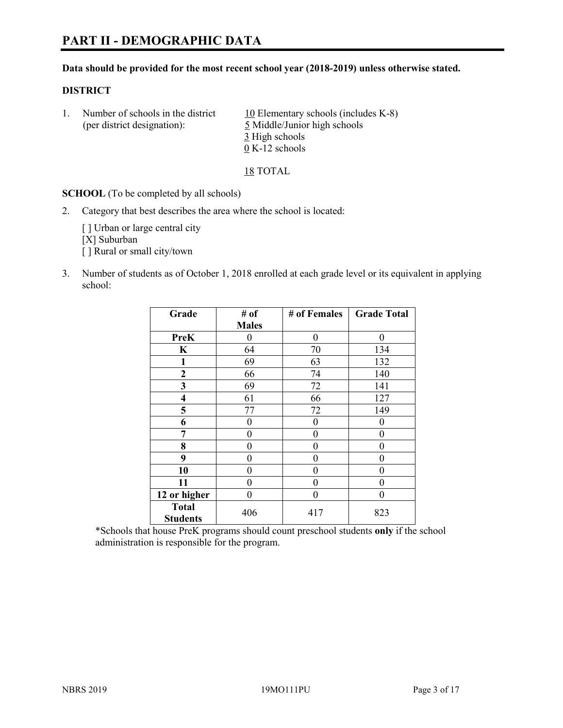# PART II - DEMOGRAPHIC DATA

**Data should be provided for the most recent school year (2018-2019) unless otherwise stated.**

**DISTRICT**

1. Number of schools in the district (per district designation):
   10 Elementary schools (includes K-8)
   5 Middle/Junior high schools
   3 High schools
   0 K-12 schools

   18 TOTAL

**SCHOOL** (To be completed by all schools)

2. Category that best describes the area where the school is located:

   [ ] Urban or large central city
   [X] Suburban
   [ ] Rural or small city/town

3. Number of students as of October 1, 2018 enrolled at each grade level or its equivalent in applying school:

| Grade | # of Males | # of Females | Grade Total |
|---|---|---|---|
| **PreK** | 0 | 0 | 0 |
| **K** | 64 | 70 | 134 |
| **1** | 69 | 63 | 132 |
| **2** | 66 | 74 | 140 |
| **3** | 69 | 72 | 141 |
| **4** | 61 | 66 | 127 |
| **5** | 77 | 72 | 149 |
| **6** | 0 | 0 | 0 |
| **7** | 0 | 0 | 0 |
| **8** | 0 | 0 | 0 |
| **9** | 0 | 0 | 0 |
| **10** | 0 | 0 | 0 |
| **11** | 0 | 0 | 0 |
| **12 or higher** | 0 | 0 | 0 |
| **Total Students** | 406 | 417 | 823 |

*Schools that house PreK programs should count preschool students **only** if the school administration is responsible for the program.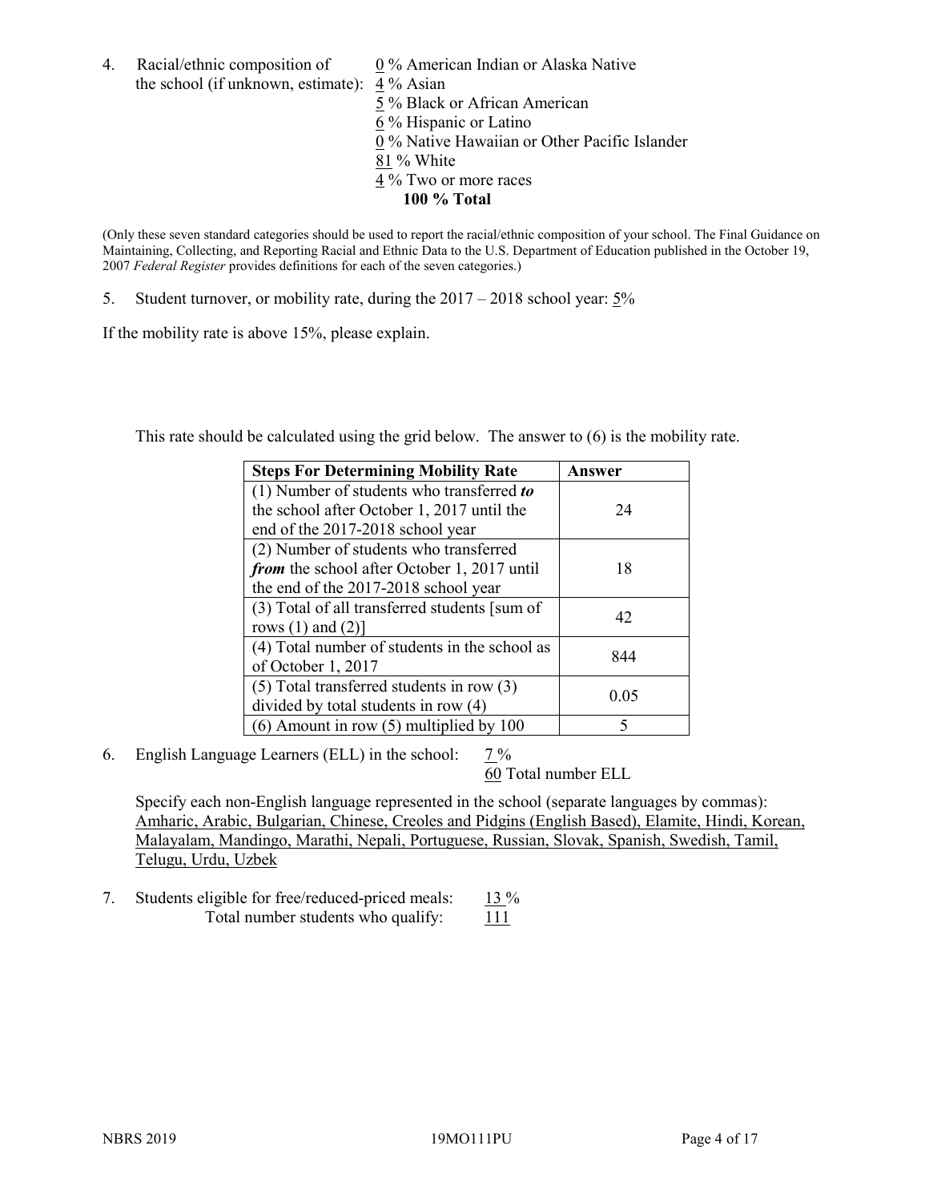4. Racial/ethnic composition of the school (if unknown, estimate):
   0 % American Indian or Alaska Native
   4 % Asian
   5 % Black or African American
   6 % Hispanic or Latino
   0 % Native Hawaiian or Other Pacific Islander
   81 % White
   4 % Two or more races
   **100 % Total**

(Only these seven standard categories should be used to report the racial/ethnic composition of your school. The Final Guidance on Maintaining, Collecting, and Reporting Racial and Ethnic Data to the U.S. Department of Education published in the October 19, 2007 *Federal Register* provides definitions for each of the seven categories.)

5. Student turnover, or mobility rate, during the 2017 – 2018 school year: 5%

If the mobility rate is above 15%, please explain.

This rate should be calculated using the grid below. The answer to (6) is the mobility rate.

| **Steps For Determining Mobility Rate** | **Answer** |
|---|---|
| (1) Number of students who transferred ***to*** the school after October 1, 2017 until the end of the 2017-2018 school year | 24 |
| (2) Number of students who transferred ***from*** the school after October 1, 2017 until the end of the 2017-2018 school year | 18 |
| (3) Total of all transferred students [sum of rows (1) and (2)] | 42 |
| (4) Total number of students in the school as of October 1, 2017 | 844 |
| (5) Total transferred students in row (3) divided by total students in row (4) | 0.05 |
| (6) Amount in row (5) multiplied by 100 | 5 |

6. English Language Learners (ELL) in the school: 7 %
   60 Total number ELL

   Specify each non-English language represented in the school (separate languages by commas): Amharic, Arabic, Bulgarian, Chinese, Creoles and Pidgins (English Based), Elamite, Hindi, Korean, Malayalam, Mandingo, Marathi, Nepali, Portuguese, Russian, Slovak, Spanish, Swedish, Tamil, Telugu, Urdu, Uzbek

7. Students eligible for free/reduced-priced meals: 13 %
   Total number students who qualify: 111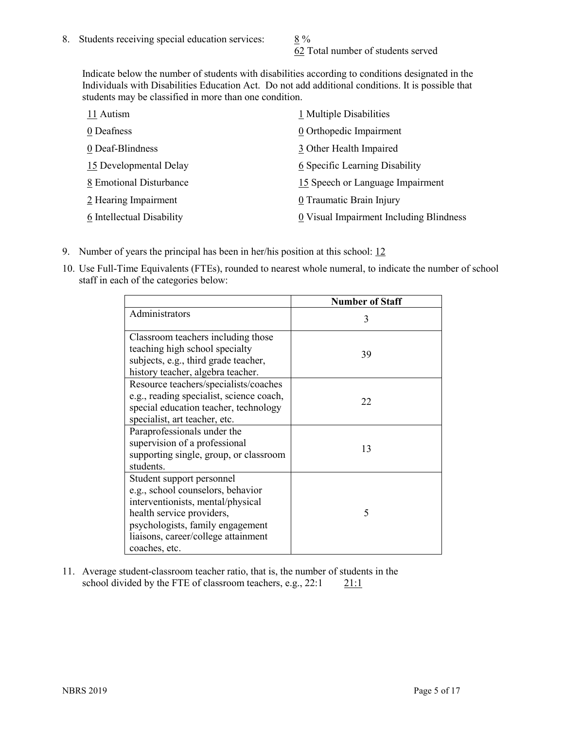8. Students receiving special education services: 8 %
   62 Total number of students served

   Indicate below the number of students with disabilities according to conditions designated in the Individuals with Disabilities Education Act. Do not add additional conditions. It is possible that students may be classified in more than one condition.

   11 Autism
   0 Deafness
   0 Deaf-Blindness
   15 Developmental Delay
   8 Emotional Disturbance
   2 Hearing Impairment
   6 Intellectual Disability
   1 Multiple Disabilities
   0 Orthopedic Impairment
   3 Other Health Impaired
   6 Specific Learning Disability
   15 Speech or Language Impairment
   0 Traumatic Brain Injury
   0 Visual Impairment Including Blindness

9. Number of years the principal has been in her/his position at this school: 12

10. Use Full-Time Equivalents (FTEs), rounded to nearest whole numeral, to indicate the number of school staff in each of the categories below:

| | Number of Staff |
|---|---|
| Administrators | 3 |
| Classroom teachers including those teaching high school specialty subjects, e.g., third grade teacher, history teacher, algebra teacher. | 39 |
| Resource teachers/specialists/coaches e.g., reading specialist, science coach, special education teacher, technology specialist, art teacher, etc. | 22 |
| Paraprofessionals under the supervision of a professional supporting single, group, or classroom students. | 13 |
| Student support personnel e.g., school counselors, behavior interventionists, mental/physical health service providers, psychologists, family engagement liaisons, career/college attainment coaches, etc. | 5 |

11. Average student-classroom teacher ratio, that is, the number of students in the school divided by the FTE of classroom teachers, e.g., 22:1 21:1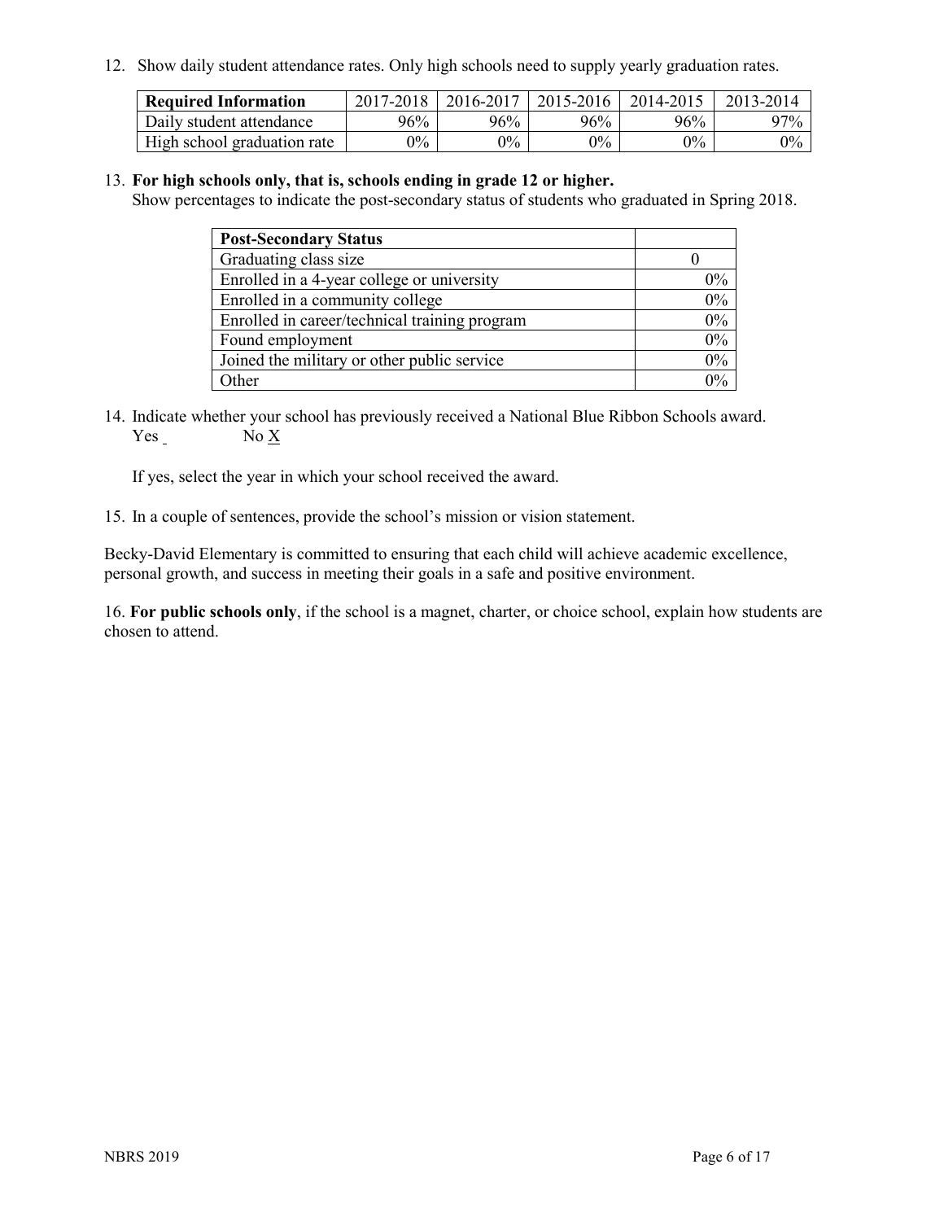12. Show daily student attendance rates. Only high schools need to supply yearly graduation rates.

| Required Information | 2017-2018 | 2016-2017 | 2015-2016 | 2014-2015 | 2013-2014 |
|---|---|---|---|---|---|
| Daily student attendance | 96% | 96% | 96% | 96% | 97% |
| High school graduation rate | 0% | 0% | 0% | 0% | 0% |

13. **For high schools only, that is, schools ending in grade 12 or higher.**
Show percentages to indicate the post-secondary status of students who graduated in Spring 2018.

| Post-Secondary Status | |
|---|---|
| Graduating class size | 0 |
| Enrolled in a 4-year college or university | 0% |
| Enrolled in a community college | 0% |
| Enrolled in career/technical training program | 0% |
| Found employment | 0% |
| Joined the military or other public service | 0% |
| Other | 0% |

14. Indicate whether your school has previously received a National Blue Ribbon Schools award.
Yes _ No X

If yes, select the year in which your school received the award.

15. In a couple of sentences, provide the school's mission or vision statement.

Becky-David Elementary is committed to ensuring that each child will achieve academic excellence, personal growth, and success in meeting their goals in a safe and positive environment.

16. **For public schools only**, if the school is a magnet, charter, or choice school, explain how students are chosen to attend.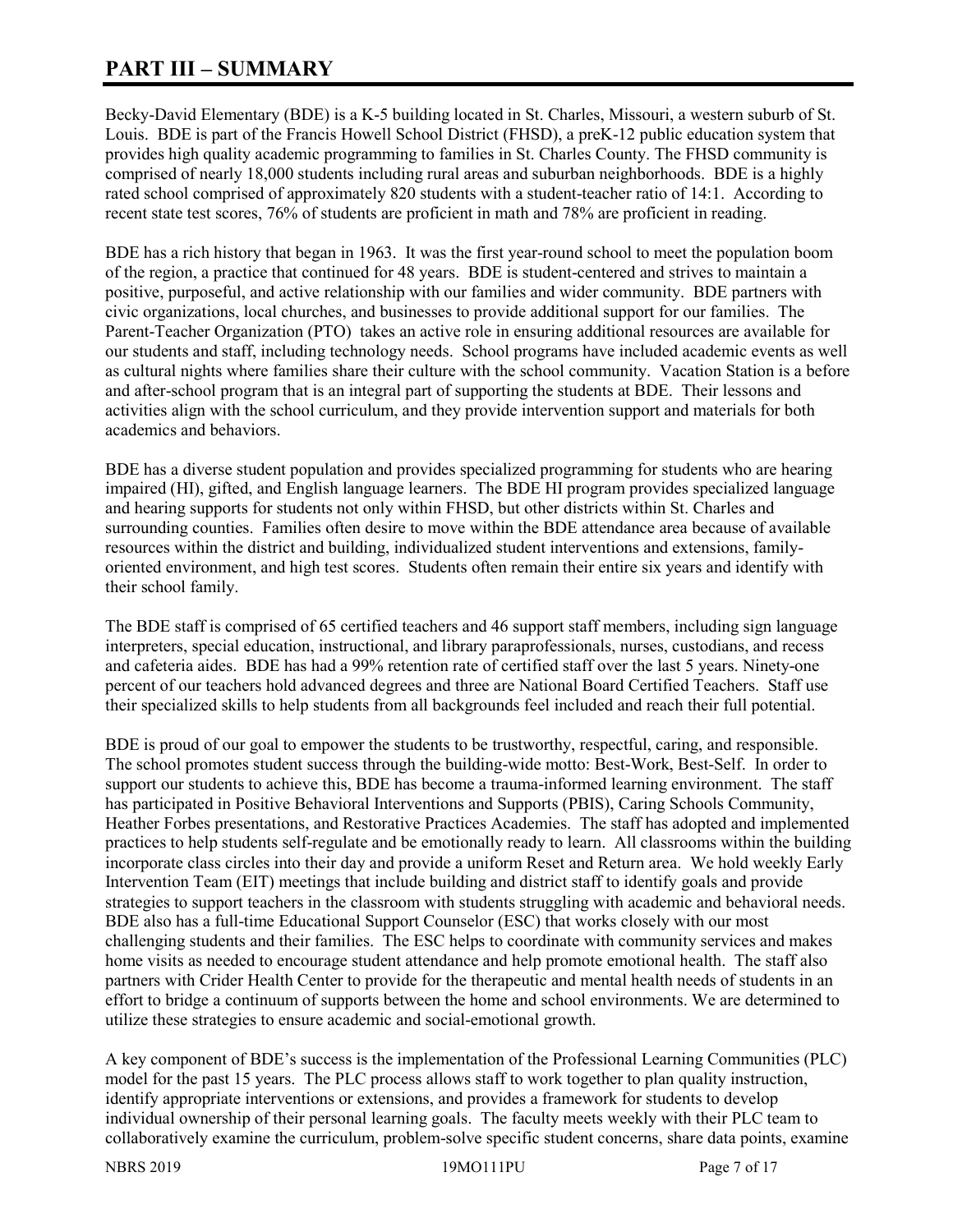# PART III – SUMMARY

Becky-David Elementary (BDE) is a K-5 building located in St. Charles, Missouri, a western suburb of St. Louis. BDE is part of the Francis Howell School District (FHSD), a preK-12 public education system that provides high quality academic programming to families in St. Charles County. The FHSD community is comprised of nearly 18,000 students including rural areas and suburban neighborhoods. BDE is a highly rated school comprised of approximately 820 students with a student-teacher ratio of 14:1. According to recent state test scores, 76% of students are proficient in math and 78% are proficient in reading.

BDE has a rich history that began in 1963. It was the first year-round school to meet the population boom of the region, a practice that continued for 48 years. BDE is student-centered and strives to maintain a positive, purposeful, and active relationship with our families and wider community. BDE partners with civic organizations, local churches, and businesses to provide additional support for our families. The Parent-Teacher Organization (PTO) takes an active role in ensuring additional resources are available for our students and staff, including technology needs. School programs have included academic events as well as cultural nights where families share their culture with the school community. Vacation Station is a before and after-school program that is an integral part of supporting the students at BDE. Their lessons and activities align with the school curriculum, and they provide intervention support and materials for both academics and behaviors.

BDE has a diverse student population and provides specialized programming for students who are hearing impaired (HI), gifted, and English language learners. The BDE HI program provides specialized language and hearing supports for students not only within FHSD, but other districts within St. Charles and surrounding counties. Families often desire to move within the BDE attendance area because of available resources within the district and building, individualized student interventions and extensions, family-oriented environment, and high test scores. Students often remain their entire six years and identify with their school family.

The BDE staff is comprised of 65 certified teachers and 46 support staff members, including sign language interpreters, special education, instructional, and library paraprofessionals, nurses, custodians, and recess and cafeteria aides. BDE has had a 99% retention rate of certified staff over the last 5 years. Ninety-one percent of our teachers hold advanced degrees and three are National Board Certified Teachers. Staff use their specialized skills to help students from all backgrounds feel included and reach their full potential.

BDE is proud of our goal to empower the students to be trustworthy, respectful, caring, and responsible. The school promotes student success through the building-wide motto: Best-Work, Best-Self. In order to support our students to achieve this, BDE has become a trauma-informed learning environment. The staff has participated in Positive Behavioral Interventions and Supports (PBIS), Caring Schools Community, Heather Forbes presentations, and Restorative Practices Academies. The staff has adopted and implemented practices to help students self-regulate and be emotionally ready to learn. All classrooms within the building incorporate class circles into their day and provide a uniform Reset and Return area. We hold weekly Early Intervention Team (EIT) meetings that include building and district staff to identify goals and provide strategies to support teachers in the classroom with students struggling with academic and behavioral needs. BDE also has a full-time Educational Support Counselor (ESC) that works closely with our most challenging students and their families. The ESC helps to coordinate with community services and makes home visits as needed to encourage student attendance and help promote emotional health. The staff also partners with Crider Health Center to provide for the therapeutic and mental health needs of students in an effort to bridge a continuum of supports between the home and school environments. We are determined to utilize these strategies to ensure academic and social-emotional growth.

A key component of BDE's success is the implementation of the Professional Learning Communities (PLC) model for the past 15 years. The PLC process allows staff to work together to plan quality instruction, identify appropriate interventions or extensions, and provides a framework for students to develop individual ownership of their personal learning goals. The faculty meets weekly with their PLC team to collaboratively examine the curriculum, problem-solve specific student concerns, share data points, examine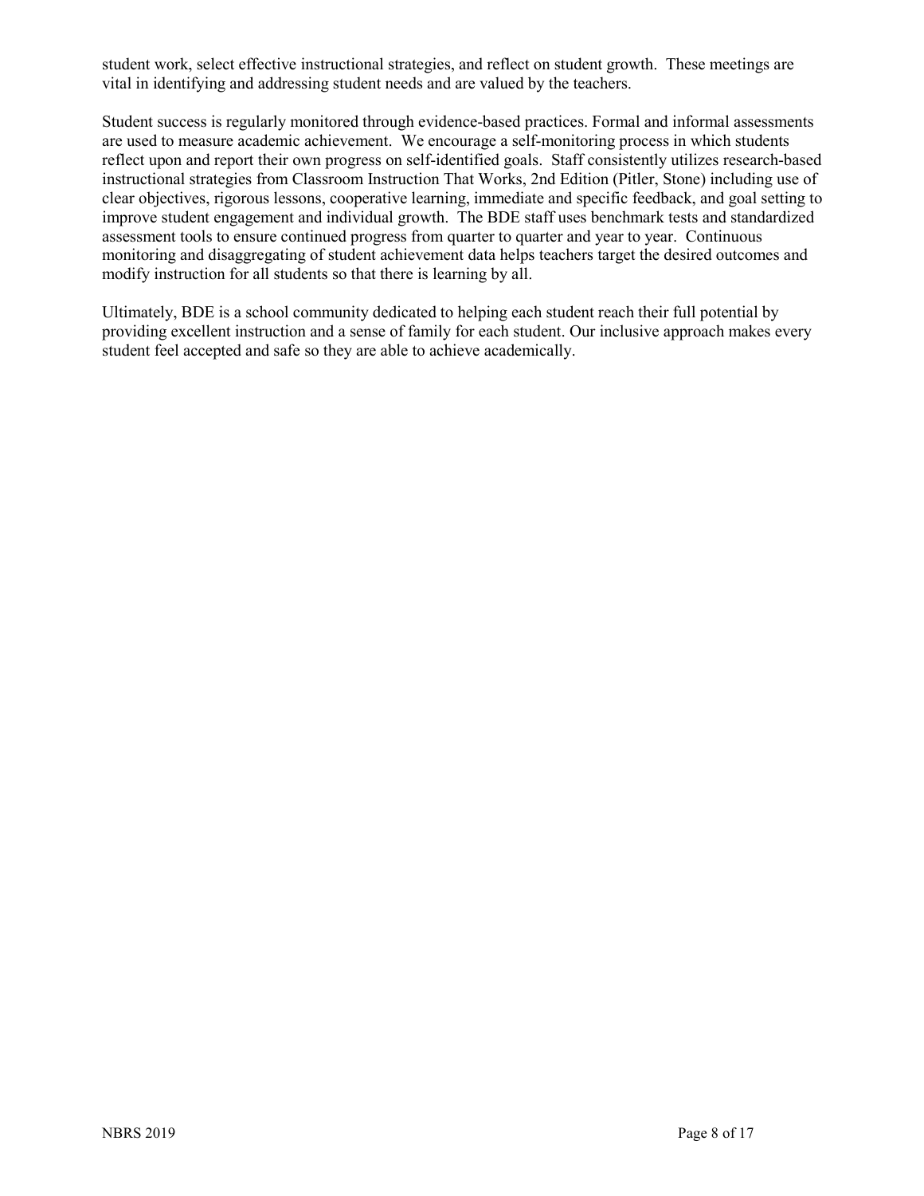student work, select effective instructional strategies, and reflect on student growth. These meetings are vital in identifying and addressing student needs and are valued by the teachers.

Student success is regularly monitored through evidence-based practices. Formal and informal assessments are used to measure academic achievement. We encourage a self-monitoring process in which students reflect upon and report their own progress on self-identified goals. Staff consistently utilizes research-based instructional strategies from Classroom Instruction That Works, 2nd Edition (Pitler, Stone) including use of clear objectives, rigorous lessons, cooperative learning, immediate and specific feedback, and goal setting to improve student engagement and individual growth. The BDE staff uses benchmark tests and standardized assessment tools to ensure continued progress from quarter to quarter and year to year. Continuous monitoring and disaggregating of student achievement data helps teachers target the desired outcomes and modify instruction for all students so that there is learning by all.

Ultimately, BDE is a school community dedicated to helping each student reach their full potential by providing excellent instruction and a sense of family for each student. Our inclusive approach makes every student feel accepted and safe so they are able to achieve academically.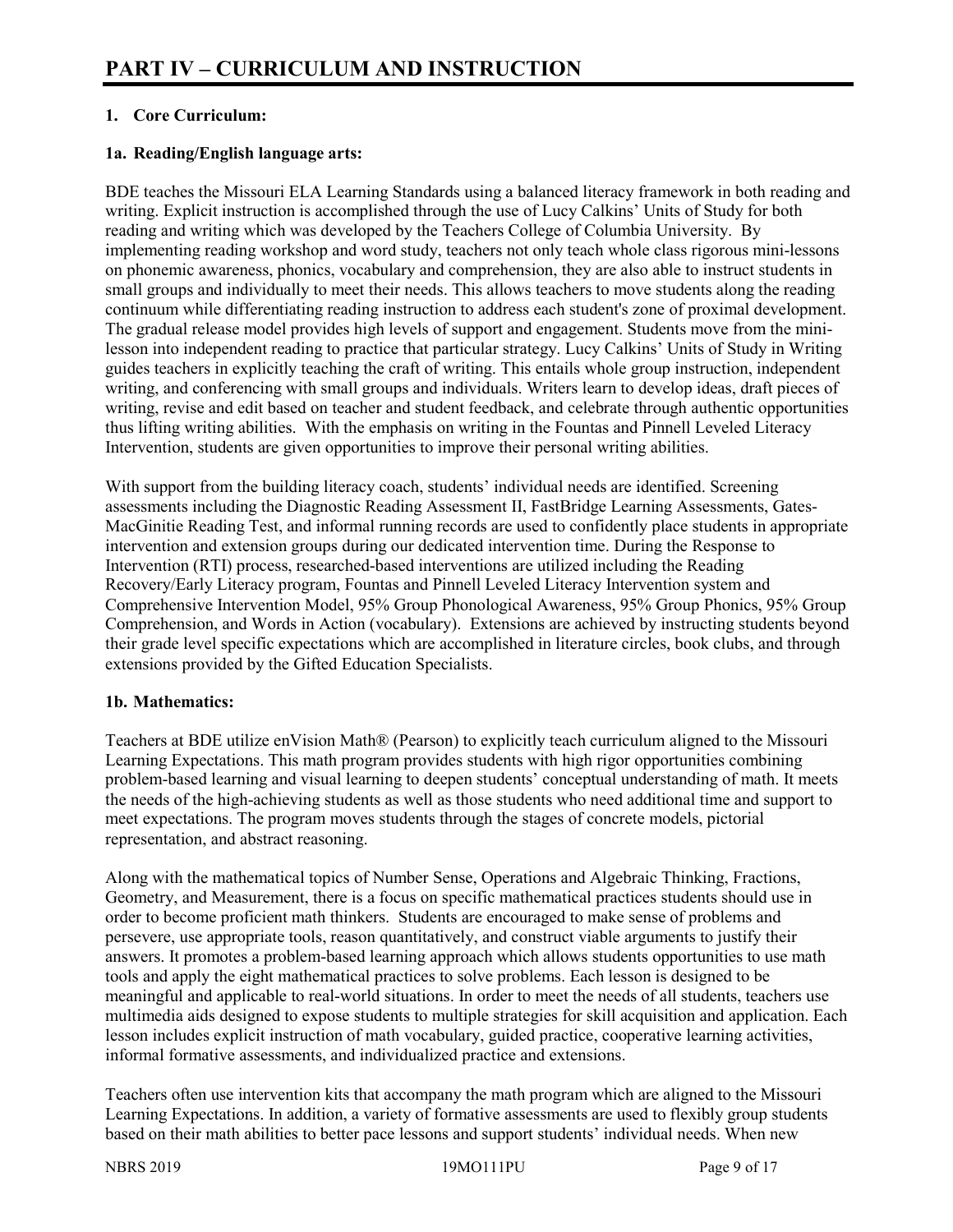# PART IV – CURRICULUM AND INSTRUCTION

## 1. Core Curriculum:

### 1a. Reading/English language arts:

BDE teaches the Missouri ELA Learning Standards using a balanced literacy framework in both reading and writing. Explicit instruction is accomplished through the use of Lucy Calkins' Units of Study for both reading and writing which was developed by the Teachers College of Columbia University. By implementing reading workshop and word study, teachers not only teach whole class rigorous mini-lessons on phonemic awareness, phonics, vocabulary and comprehension, they are also able to instruct students in small groups and individually to meet their needs. This allows teachers to move students along the reading continuum while differentiating reading instruction to address each student's zone of proximal development. The gradual release model provides high levels of support and engagement. Students move from the mini-lesson into independent reading to practice that particular strategy. Lucy Calkins' Units of Study in Writing guides teachers in explicitly teaching the craft of writing. This entails whole group instruction, independent writing, and conferencing with small groups and individuals. Writers learn to develop ideas, draft pieces of writing, revise and edit based on teacher and student feedback, and celebrate through authentic opportunities thus lifting writing abilities. With the emphasis on writing in the Fountas and Pinnell Leveled Literacy Intervention, students are given opportunities to improve their personal writing abilities.

With support from the building literacy coach, students' individual needs are identified. Screening assessments including the Diagnostic Reading Assessment II, FastBridge Learning Assessments, Gates-MacGinitie Reading Test, and informal running records are used to confidently place students in appropriate intervention and extension groups during our dedicated intervention time. During the Response to Intervention (RTI) process, researched-based interventions are utilized including the Reading Recovery/Early Literacy program, Fountas and Pinnell Leveled Literacy Intervention system and Comprehensive Intervention Model, 95% Group Phonological Awareness, 95% Group Phonics, 95% Group Comprehension, and Words in Action (vocabulary). Extensions are achieved by instructing students beyond their grade level specific expectations which are accomplished in literature circles, book clubs, and through extensions provided by the Gifted Education Specialists.

### 1b. Mathematics:

Teachers at BDE utilize enVision Math® (Pearson) to explicitly teach curriculum aligned to the Missouri Learning Expectations. This math program provides students with high rigor opportunities combining problem-based learning and visual learning to deepen students' conceptual understanding of math. It meets the needs of the high-achieving students as well as those students who need additional time and support to meet expectations. The program moves students through the stages of concrete models, pictorial representation, and abstract reasoning.

Along with the mathematical topics of Number Sense, Operations and Algebraic Thinking, Fractions, Geometry, and Measurement, there is a focus on specific mathematical practices students should use in order to become proficient math thinkers. Students are encouraged to make sense of problems and persevere, use appropriate tools, reason quantitatively, and construct viable arguments to justify their answers. It promotes a problem-based learning approach which allows students opportunities to use math tools and apply the eight mathematical practices to solve problems. Each lesson is designed to be meaningful and applicable to real-world situations. In order to meet the needs of all students, teachers use multimedia aids designed to expose students to multiple strategies for skill acquisition and application. Each lesson includes explicit instruction of math vocabulary, guided practice, cooperative learning activities, informal formative assessments, and individualized practice and extensions.

Teachers often use intervention kits that accompany the math program which are aligned to the Missouri Learning Expectations. In addition, a variety of formative assessments are used to flexibly group students based on their math abilities to better pace lessons and support students' individual needs. When new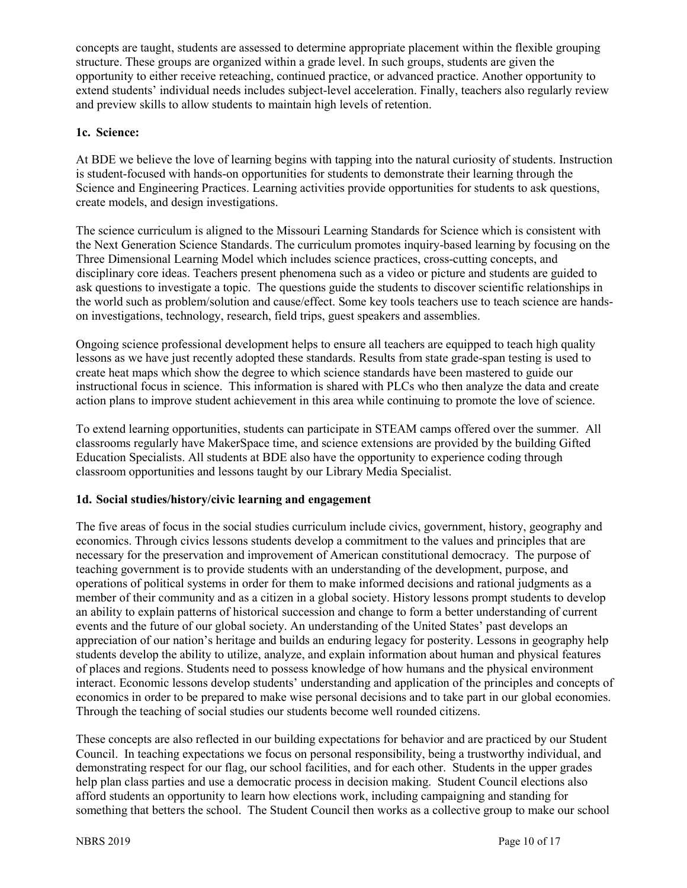concepts are taught, students are assessed to determine appropriate placement within the flexible grouping structure. These groups are organized within a grade level. In such groups, students are given the opportunity to either receive reteaching, continued practice, or advanced practice. Another opportunity to extend students' individual needs includes subject-level acceleration. Finally, teachers also regularly review and preview skills to allow students to maintain high levels of retention.

**1c. Science:**

At BDE we believe the love of learning begins with tapping into the natural curiosity of students. Instruction is student-focused with hands-on opportunities for students to demonstrate their learning through the Science and Engineering Practices. Learning activities provide opportunities for students to ask questions, create models, and design investigations.

The science curriculum is aligned to the Missouri Learning Standards for Science which is consistent with the Next Generation Science Standards. The curriculum promotes inquiry-based learning by focusing on the Three Dimensional Learning Model which includes science practices, cross-cutting concepts, and disciplinary core ideas. Teachers present phenomena such as a video or picture and students are guided to ask questions to investigate a topic. The questions guide the students to discover scientific relationships in the world such as problem/solution and cause/effect. Some key tools teachers use to teach science are hands-on investigations, technology, research, field trips, guest speakers and assemblies.

Ongoing science professional development helps to ensure all teachers are equipped to teach high quality lessons as we have just recently adopted these standards. Results from state grade-span testing is used to create heat maps which show the degree to which science standards have been mastered to guide our instructional focus in science. This information is shared with PLCs who then analyze the data and create action plans to improve student achievement in this area while continuing to promote the love of science.

To extend learning opportunities, students can participate in STEAM camps offered over the summer. All classrooms regularly have MakerSpace time, and science extensions are provided by the building Gifted Education Specialists. All students at BDE also have the opportunity to experience coding through classroom opportunities and lessons taught by our Library Media Specialist.

**1d. Social studies/history/civic learning and engagement**

The five areas of focus in the social studies curriculum include civics, government, history, geography and economics. Through civics lessons students develop a commitment to the values and principles that are necessary for the preservation and improvement of American constitutional democracy. The purpose of teaching government is to provide students with an understanding of the development, purpose, and operations of political systems in order for them to make informed decisions and rational judgments as a member of their community and as a citizen in a global society. History lessons prompt students to develop an ability to explain patterns of historical succession and change to form a better understanding of current events and the future of our global society. An understanding of the United States' past develops an appreciation of our nation's heritage and builds an enduring legacy for posterity. Lessons in geography help students develop the ability to utilize, analyze, and explain information about human and physical features of places and regions. Students need to possess knowledge of how humans and the physical environment interact. Economic lessons develop students' understanding and application of the principles and concepts of economics in order to be prepared to make wise personal decisions and to take part in our global economies. Through the teaching of social studies our students become well rounded citizens.

These concepts are also reflected in our building expectations for behavior and are practiced by our Student Council. In teaching expectations we focus on personal responsibility, being a trustworthy individual, and demonstrating respect for our flag, our school facilities, and for each other. Students in the upper grades help plan class parties and use a democratic process in decision making. Student Council elections also afford students an opportunity to learn how elections work, including campaigning and standing for something that betters the school. The Student Council then works as a collective group to make our school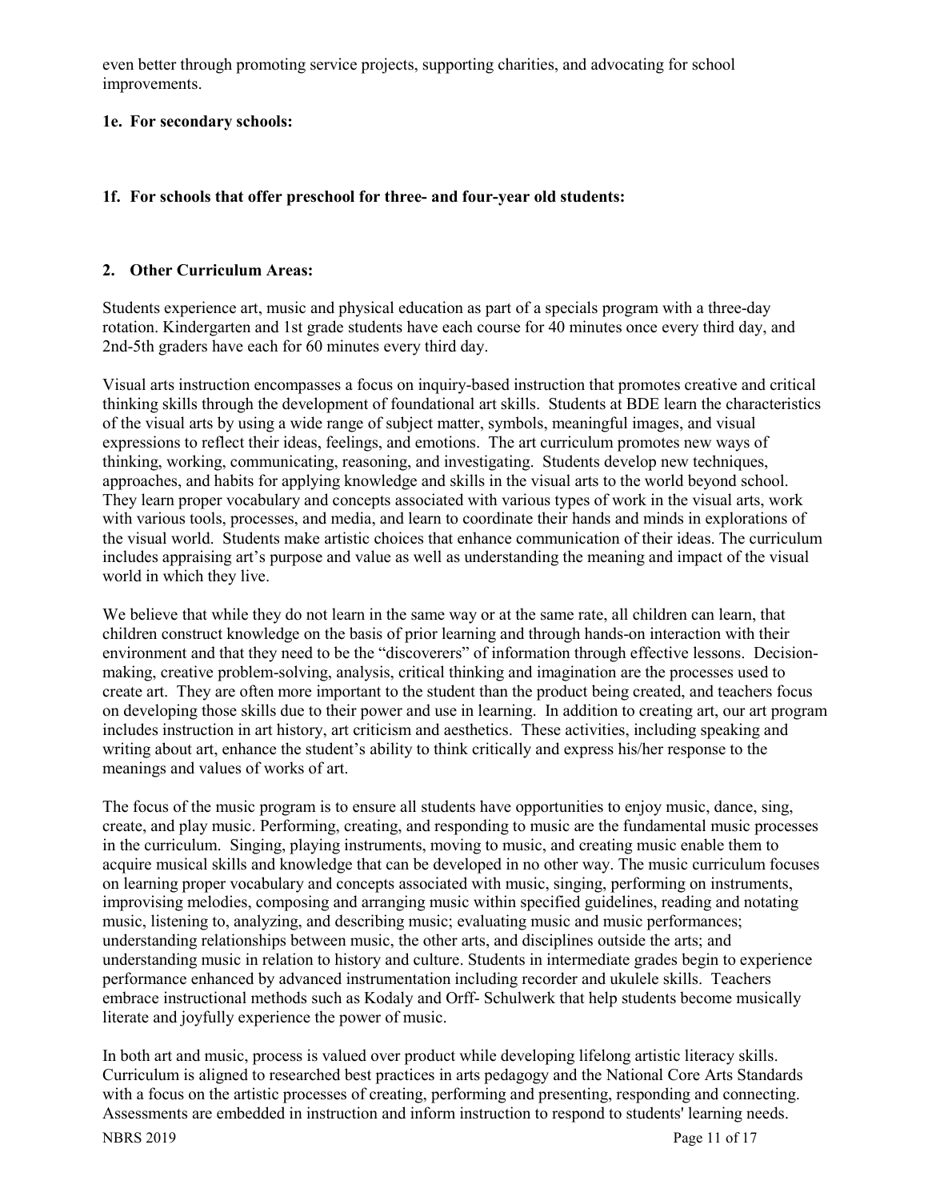even better through promoting service projects, supporting charities, and advocating for school improvements.

**1e. For secondary schools:**

**1f. For schools that offer preschool for three- and four-year old students:**

## 2. Other Curriculum Areas:

Students experience art, music and physical education as part of a specials program with a three-day rotation. Kindergarten and 1st grade students have each course for 40 minutes once every third day, and 2nd-5th graders have each for 60 minutes every third day.

Visual arts instruction encompasses a focus on inquiry-based instruction that promotes creative and critical thinking skills through the development of foundational art skills. Students at BDE learn the characteristics of the visual arts by using a wide range of subject matter, symbols, meaningful images, and visual expressions to reflect their ideas, feelings, and emotions. The art curriculum promotes new ways of thinking, working, communicating, reasoning, and investigating. Students develop new techniques, approaches, and habits for applying knowledge and skills in the visual arts to the world beyond school. They learn proper vocabulary and concepts associated with various types of work in the visual arts, work with various tools, processes, and media, and learn to coordinate their hands and minds in explorations of the visual world. Students make artistic choices that enhance communication of their ideas. The curriculum includes appraising art's purpose and value as well as understanding the meaning and impact of the visual world in which they live.

We believe that while they do not learn in the same way or at the same rate, all children can learn, that children construct knowledge on the basis of prior learning and through hands-on interaction with their environment and that they need to be the "discoverers" of information through effective lessons. Decision-making, creative problem-solving, analysis, critical thinking and imagination are the processes used to create art. They are often more important to the student than the product being created, and teachers focus on developing those skills due to their power and use in learning. In addition to creating art, our art program includes instruction in art history, art criticism and aesthetics. These activities, including speaking and writing about art, enhance the student's ability to think critically and express his/her response to the meanings and values of works of art.

The focus of the music program is to ensure all students have opportunities to enjoy music, dance, sing, create, and play music. Performing, creating, and responding to music are the fundamental music processes in the curriculum. Singing, playing instruments, moving to music, and creating music enable them to acquire musical skills and knowledge that can be developed in no other way. The music curriculum focuses on learning proper vocabulary and concepts associated with music, singing, performing on instruments, improvising melodies, composing and arranging music within specified guidelines, reading and notating music, listening to, analyzing, and describing music; evaluating music and music performances; understanding relationships between music, the other arts, and disciplines outside the arts; and understanding music in relation to history and culture. Students in intermediate grades begin to experience performance enhanced by advanced instrumentation including recorder and ukulele skills. Teachers embrace instructional methods such as Kodaly and Orff- Schulwerk that help students become musically literate and joyfully experience the power of music.

In both art and music, process is valued over product while developing lifelong artistic literacy skills. Curriculum is aligned to researched best practices in arts pedagogy and the National Core Arts Standards with a focus on the artistic processes of creating, performing and presenting, responding and connecting. Assessments are embedded in instruction and inform instruction to respond to students' learning needs.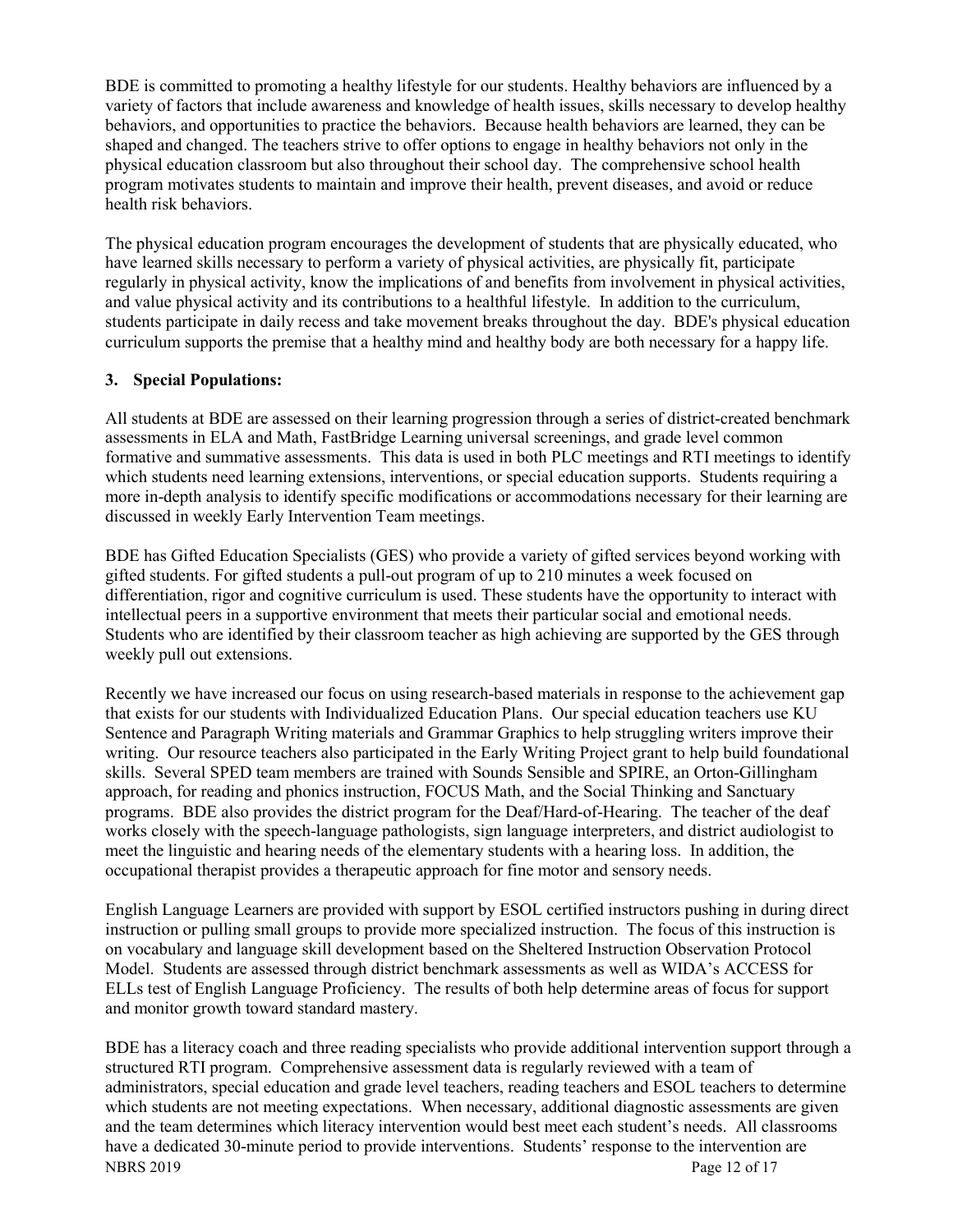BDE is committed to promoting a healthy lifestyle for our students. Healthy behaviors are influenced by a variety of factors that include awareness and knowledge of health issues, skills necessary to develop healthy behaviors, and opportunities to practice the behaviors. Because health behaviors are learned, they can be shaped and changed. The teachers strive to offer options to engage in healthy behaviors not only in the physical education classroom but also throughout their school day. The comprehensive school health program motivates students to maintain and improve their health, prevent diseases, and avoid or reduce health risk behaviors.

The physical education program encourages the development of students that are physically educated, who have learned skills necessary to perform a variety of physical activities, are physically fit, participate regularly in physical activity, know the implications of and benefits from involvement in physical activities, and value physical activity and its contributions to a healthful lifestyle. In addition to the curriculum, students participate in daily recess and take movement breaks throughout the day. BDE's physical education curriculum supports the premise that a healthy mind and healthy body are both necessary for a happy life.

### 3. Special Populations:

All students at BDE are assessed on their learning progression through a series of district-created benchmark assessments in ELA and Math, FastBridge Learning universal screenings, and grade level common formative and summative assessments. This data is used in both PLC meetings and RTI meetings to identify which students need learning extensions, interventions, or special education supports. Students requiring a more in-depth analysis to identify specific modifications or accommodations necessary for their learning are discussed in weekly Early Intervention Team meetings.

BDE has Gifted Education Specialists (GES) who provide a variety of gifted services beyond working with gifted students. For gifted students a pull-out program of up to 210 minutes a week focused on differentiation, rigor and cognitive curriculum is used. These students have the opportunity to interact with intellectual peers in a supportive environment that meets their particular social and emotional needs. Students who are identified by their classroom teacher as high achieving are supported by the GES through weekly pull out extensions.

Recently we have increased our focus on using research-based materials in response to the achievement gap that exists for our students with Individualized Education Plans. Our special education teachers use KU Sentence and Paragraph Writing materials and Grammar Graphics to help struggling writers improve their writing. Our resource teachers also participated in the Early Writing Project grant to help build foundational skills. Several SPED team members are trained with Sounds Sensible and SPIRE, an Orton-Gillingham approach, for reading and phonics instruction, FOCUS Math, and the Social Thinking and Sanctuary programs. BDE also provides the district program for the Deaf/Hard-of-Hearing. The teacher of the deaf works closely with the speech-language pathologists, sign language interpreters, and district audiologist to meet the linguistic and hearing needs of the elementary students with a hearing loss. In addition, the occupational therapist provides a therapeutic approach for fine motor and sensory needs.

English Language Learners are provided with support by ESOL certified instructors pushing in during direct instruction or pulling small groups to provide more specialized instruction. The focus of this instruction is on vocabulary and language skill development based on the Sheltered Instruction Observation Protocol Model. Students are assessed through district benchmark assessments as well as WIDA's ACCESS for ELLs test of English Language Proficiency. The results of both help determine areas of focus for support and monitor growth toward standard mastery.

BDE has a literacy coach and three reading specialists who provide additional intervention support through a structured RTI program. Comprehensive assessment data is regularly reviewed with a team of administrators, special education and grade level teachers, reading teachers and ESOL teachers to determine which students are not meeting expectations. When necessary, additional diagnostic assessments are given and the team determines which literacy intervention would best meet each student's needs. All classrooms have a dedicated 30-minute period to provide interventions. Students' response to the intervention are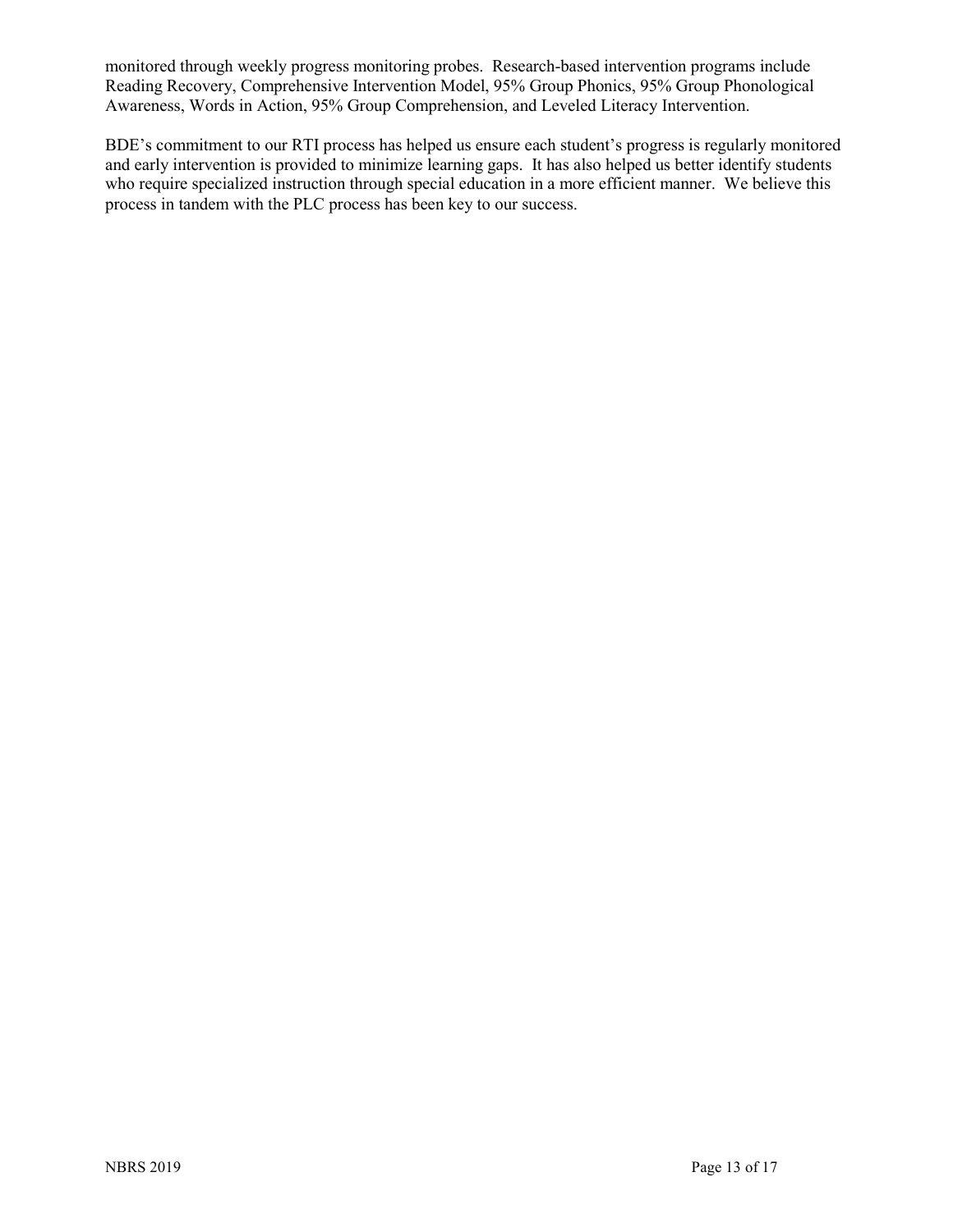monitored through weekly progress monitoring probes. Research-based intervention programs include Reading Recovery, Comprehensive Intervention Model, 95% Group Phonics, 95% Group Phonological Awareness, Words in Action, 95% Group Comprehension, and Leveled Literacy Intervention.

BDE's commitment to our RTI process has helped us ensure each student's progress is regularly monitored and early intervention is provided to minimize learning gaps. It has also helped us better identify students who require specialized instruction through special education in a more efficient manner. We believe this process in tandem with the PLC process has been key to our success.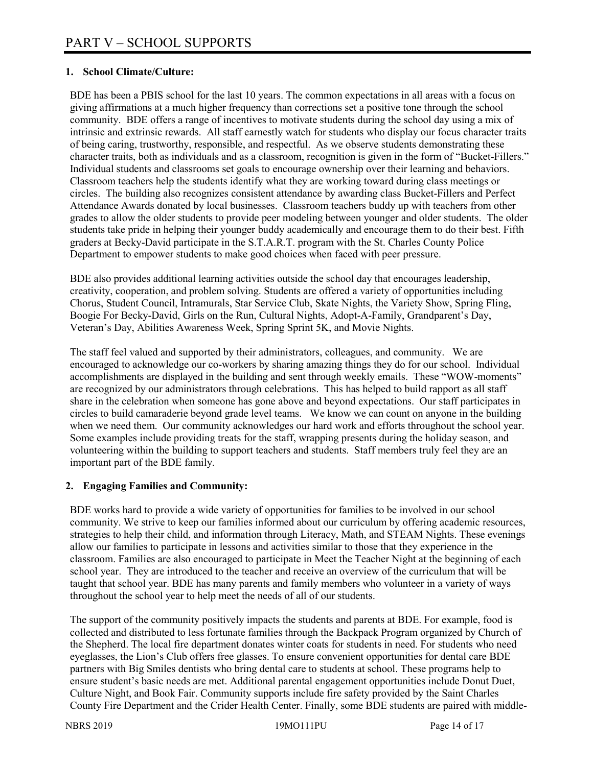# PART V – SCHOOL SUPPORTS

**1. School Climate/Culture:**

BDE has been a PBIS school for the last 10 years. The common expectations in all areas with a focus on giving affirmations at a much higher frequency than corrections set a positive tone through the school community. BDE offers a range of incentives to motivate students during the school day using a mix of intrinsic and extrinsic rewards. All staff earnestly watch for students who display our focus character traits of being caring, trustworthy, responsible, and respectful. As we observe students demonstrating these character traits, both as individuals and as a classroom, recognition is given in the form of "Bucket-Fillers." Individual students and classrooms set goals to encourage ownership over their learning and behaviors. Classroom teachers help the students identify what they are working toward during class meetings or circles. The building also recognizes consistent attendance by awarding class Bucket-Fillers and Perfect Attendance Awards donated by local businesses. Classroom teachers buddy up with teachers from other grades to allow the older students to provide peer modeling between younger and older students. The older students take pride in helping their younger buddy academically and encourage them to do their best. Fifth graders at Becky-David participate in the S.T.A.R.T. program with the St. Charles County Police Department to empower students to make good choices when faced with peer pressure.

BDE also provides additional learning activities outside the school day that encourages leadership, creativity, cooperation, and problem solving. Students are offered a variety of opportunities including Chorus, Student Council, Intramurals, Star Service Club, Skate Nights, the Variety Show, Spring Fling, Boogie For Becky-David, Girls on the Run, Cultural Nights, Adopt-A-Family, Grandparent's Day, Veteran's Day, Abilities Awareness Week, Spring Sprint 5K, and Movie Nights.

The staff feel valued and supported by their administrators, colleagues, and community. We are encouraged to acknowledge our co-workers by sharing amazing things they do for our school. Individual accomplishments are displayed in the building and sent through weekly emails. These "WOW-moments" are recognized by our administrators through celebrations. This has helped to build rapport as all staff share in the celebration when someone has gone above and beyond expectations. Our staff participates in circles to build camaraderie beyond grade level teams. We know we can count on anyone in the building when we need them. Our community acknowledges our hard work and efforts throughout the school year. Some examples include providing treats for the staff, wrapping presents during the holiday season, and volunteering within the building to support teachers and students. Staff members truly feel they are an important part of the BDE family.

**2. Engaging Families and Community:**

BDE works hard to provide a wide variety of opportunities for families to be involved in our school community. We strive to keep our families informed about our curriculum by offering academic resources, strategies to help their child, and information through Literacy, Math, and STEAM Nights. These evenings allow our families to participate in lessons and activities similar to those that they experience in the classroom. Families are also encouraged to participate in Meet the Teacher Night at the beginning of each school year. They are introduced to the teacher and receive an overview of the curriculum that will be taught that school year. BDE has many parents and family members who volunteer in a variety of ways throughout the school year to help meet the needs of all of our students.

The support of the community positively impacts the students and parents at BDE. For example, food is collected and distributed to less fortunate families through the Backpack Program organized by Church of the Shepherd. The local fire department donates winter coats for students in need. For students who need eyeglasses, the Lion's Club offers free glasses. To ensure convenient opportunities for dental care BDE partners with Big Smiles dentists who bring dental care to students at school. These programs help to ensure student's basic needs are met. Additional parental engagement opportunities include Donut Duet, Culture Night, and Book Fair. Community supports include fire safety provided by the Saint Charles County Fire Department and the Crider Health Center. Finally, some BDE students are paired with middle-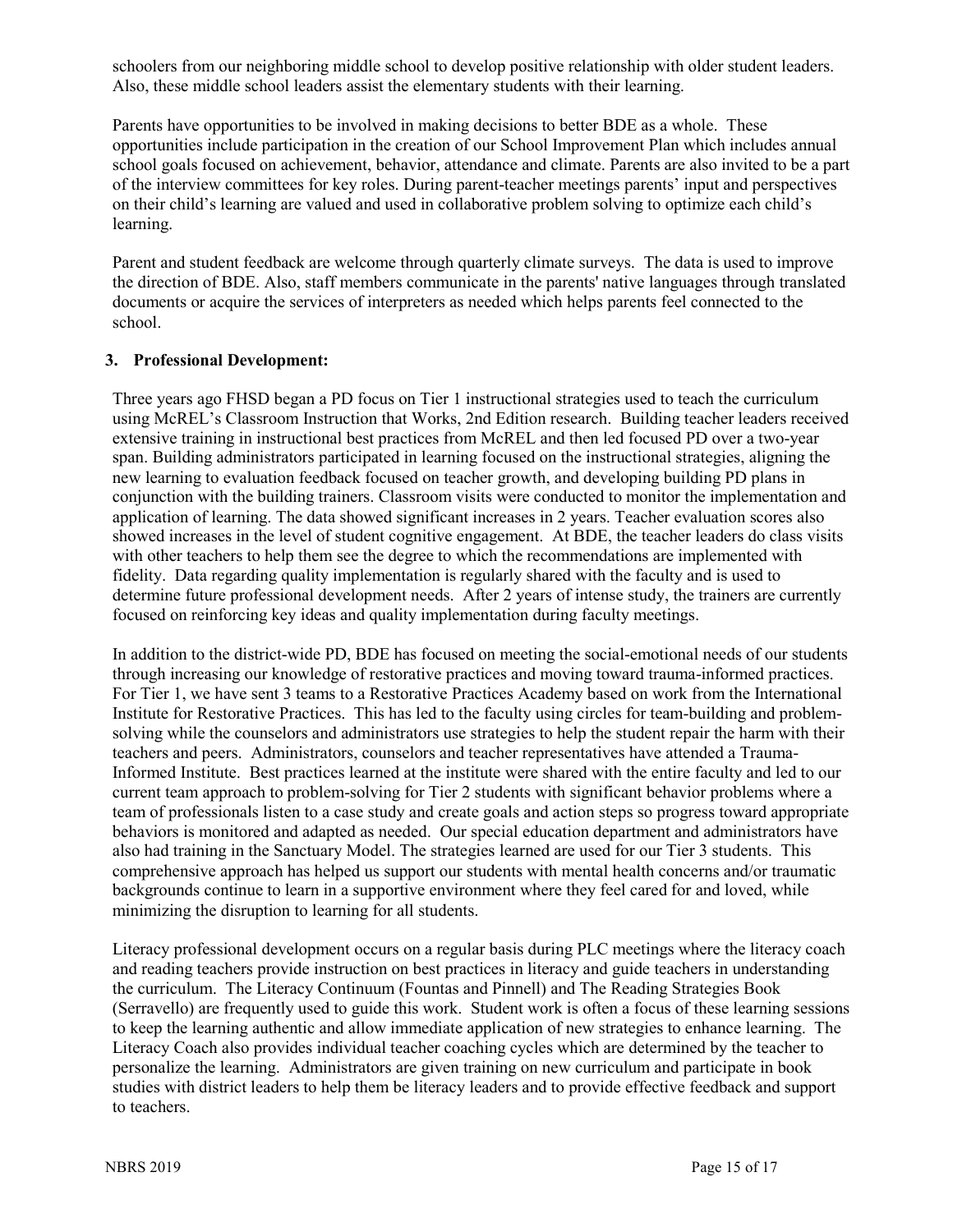schoolers from our neighboring middle school to develop positive relationship with older student leaders. Also, these middle school leaders assist the elementary students with their learning.

Parents have opportunities to be involved in making decisions to better BDE as a whole. These opportunities include participation in the creation of our School Improvement Plan which includes annual school goals focused on achievement, behavior, attendance and climate. Parents are also invited to be a part of the interview committees for key roles. During parent-teacher meetings parents' input and perspectives on their child's learning are valued and used in collaborative problem solving to optimize each child's learning.

Parent and student feedback are welcome through quarterly climate surveys. The data is used to improve the direction of BDE. Also, staff members communicate in the parents' native languages through translated documents or acquire the services of interpreters as needed which helps parents feel connected to the school.

### 3. Professional Development:

Three years ago FHSD began a PD focus on Tier 1 instructional strategies used to teach the curriculum using McREL's Classroom Instruction that Works, 2nd Edition research. Building teacher leaders received extensive training in instructional best practices from McREL and then led focused PD over a two-year span. Building administrators participated in learning focused on the instructional strategies, aligning the new learning to evaluation feedback focused on teacher growth, and developing building PD plans in conjunction with the building trainers. Classroom visits were conducted to monitor the implementation and application of learning. The data showed significant increases in 2 years. Teacher evaluation scores also showed increases in the level of student cognitive engagement. At BDE, the teacher leaders do class visits with other teachers to help them see the degree to which the recommendations are implemented with fidelity. Data regarding quality implementation is regularly shared with the faculty and is used to determine future professional development needs. After 2 years of intense study, the trainers are currently focused on reinforcing key ideas and quality implementation during faculty meetings.

In addition to the district-wide PD, BDE has focused on meeting the social-emotional needs of our students through increasing our knowledge of restorative practices and moving toward trauma-informed practices. For Tier 1, we have sent 3 teams to a Restorative Practices Academy based on work from the International Institute for Restorative Practices. This has led to the faculty using circles for team-building and problem-solving while the counselors and administrators use strategies to help the student repair the harm with their teachers and peers. Administrators, counselors and teacher representatives have attended a Trauma-Informed Institute. Best practices learned at the institute were shared with the entire faculty and led to our current team approach to problem-solving for Tier 2 students with significant behavior problems where a team of professionals listen to a case study and create goals and action steps so progress toward appropriate behaviors is monitored and adapted as needed. Our special education department and administrators have also had training in the Sanctuary Model. The strategies learned are used for our Tier 3 students. This comprehensive approach has helped us support our students with mental health concerns and/or traumatic backgrounds continue to learn in a supportive environment where they feel cared for and loved, while minimizing the disruption to learning for all students.

Literacy professional development occurs on a regular basis during PLC meetings where the literacy coach and reading teachers provide instruction on best practices in literacy and guide teachers in understanding the curriculum. The Literacy Continuum (Fountas and Pinnell) and The Reading Strategies Book (Serravello) are frequently used to guide this work. Student work is often a focus of these learning sessions to keep the learning authentic and allow immediate application of new strategies to enhance learning. The Literacy Coach also provides individual teacher coaching cycles which are determined by the teacher to personalize the learning. Administrators are given training on new curriculum and participate in book studies with district leaders to help them be literacy leaders and to provide effective feedback and support to teachers.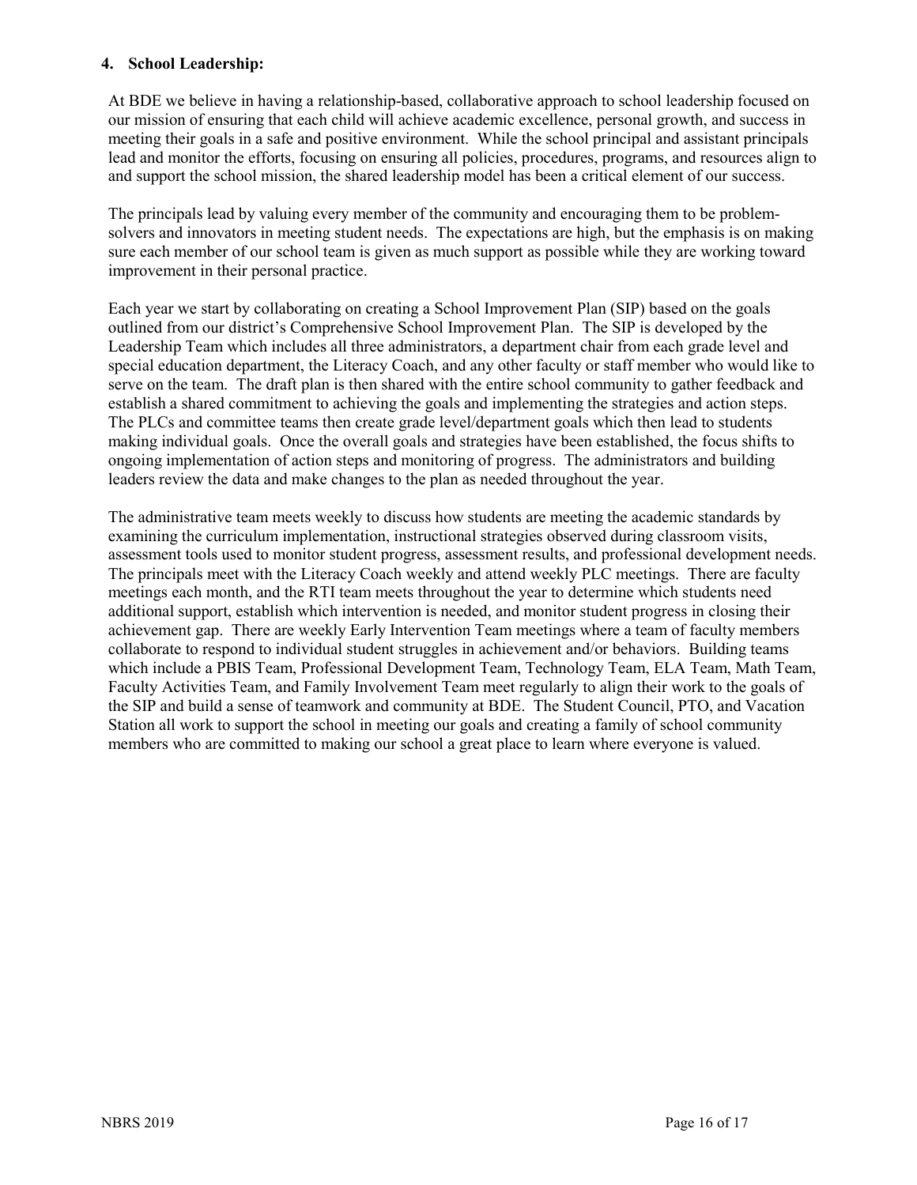**4. School Leadership:**

At BDE we believe in having a relationship-based, collaborative approach to school leadership focused on our mission of ensuring that each child will achieve academic excellence, personal growth, and success in meeting their goals in a safe and positive environment. While the school principal and assistant principals lead and monitor the efforts, focusing on ensuring all policies, procedures, programs, and resources align to and support the school mission, the shared leadership model has been a critical element of our success.

The principals lead by valuing every member of the community and encouraging them to be problem-solvers and innovators in meeting student needs. The expectations are high, but the emphasis is on making sure each member of our school team is given as much support as possible while they are working toward improvement in their personal practice.

Each year we start by collaborating on creating a School Improvement Plan (SIP) based on the goals outlined from our district's Comprehensive School Improvement Plan. The SIP is developed by the Leadership Team which includes all three administrators, a department chair from each grade level and special education department, the Literacy Coach, and any other faculty or staff member who would like to serve on the team. The draft plan is then shared with the entire school community to gather feedback and establish a shared commitment to achieving the goals and implementing the strategies and action steps. The PLCs and committee teams then create grade level/department goals which then lead to students making individual goals. Once the overall goals and strategies have been established, the focus shifts to ongoing implementation of action steps and monitoring of progress. The administrators and building leaders review the data and make changes to the plan as needed throughout the year.

The administrative team meets weekly to discuss how students are meeting the academic standards by examining the curriculum implementation, instructional strategies observed during classroom visits, assessment tools used to monitor student progress, assessment results, and professional development needs. The principals meet with the Literacy Coach weekly and attend weekly PLC meetings. There are faculty meetings each month, and the RTI team meets throughout the year to determine which students need additional support, establish which intervention is needed, and monitor student progress in closing their achievement gap. There are weekly Early Intervention Team meetings where a team of faculty members collaborate to respond to individual student struggles in achievement and/or behaviors. Building teams which include a PBIS Team, Professional Development Team, Technology Team, ELA Team, Math Team, Faculty Activities Team, and Family Involvement Team meet regularly to align their work to the goals of the SIP and build a sense of teamwork and community at BDE. The Student Council, PTO, and Vacation Station all work to support the school in meeting our goals and creating a family of school community members who are committed to making our school a great place to learn where everyone is valued.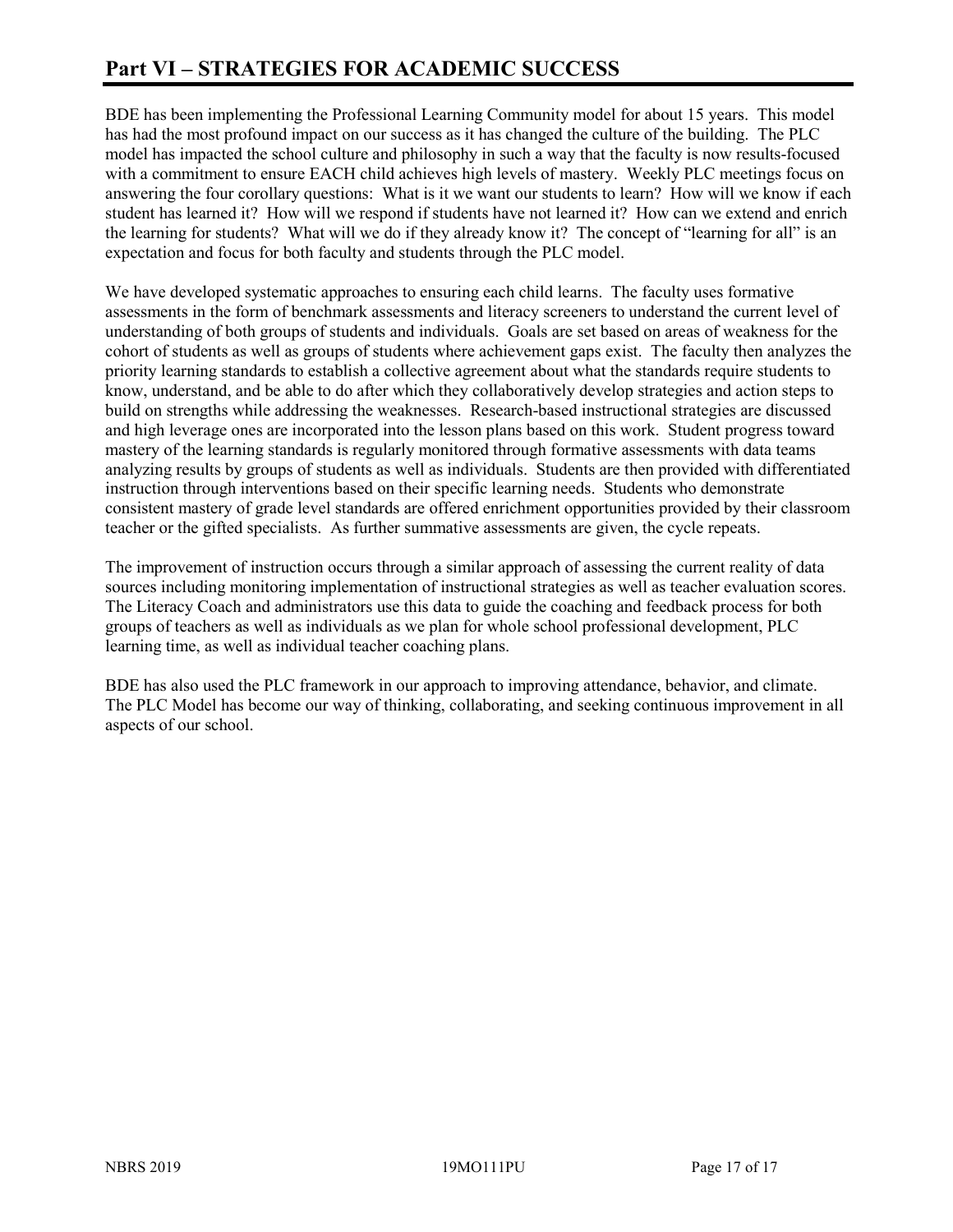# Part VI – STRATEGIES FOR ACADEMIC SUCCESS

BDE has been implementing the Professional Learning Community model for about 15 years. This model has had the most profound impact on our success as it has changed the culture of the building. The PLC model has impacted the school culture and philosophy in such a way that the faculty is now results-focused with a commitment to ensure EACH child achieves high levels of mastery. Weekly PLC meetings focus on answering the four corollary questions: What is it we want our students to learn? How will we know if each student has learned it? How will we respond if students have not learned it? How can we extend and enrich the learning for students? What will we do if they already know it? The concept of "learning for all" is an expectation and focus for both faculty and students through the PLC model.

We have developed systematic approaches to ensuring each child learns. The faculty uses formative assessments in the form of benchmark assessments and literacy screeners to understand the current level of understanding of both groups of students and individuals. Goals are set based on areas of weakness for the cohort of students as well as groups of students where achievement gaps exist. The faculty then analyzes the priority learning standards to establish a collective agreement about what the standards require students to know, understand, and be able to do after which they collaboratively develop strategies and action steps to build on strengths while addressing the weaknesses. Research-based instructional strategies are discussed and high leverage ones are incorporated into the lesson plans based on this work. Student progress toward mastery of the learning standards is regularly monitored through formative assessments with data teams analyzing results by groups of students as well as individuals. Students are then provided with differentiated instruction through interventions based on their specific learning needs. Students who demonstrate consistent mastery of grade level standards are offered enrichment opportunities provided by their classroom teacher or the gifted specialists. As further summative assessments are given, the cycle repeats.

The improvement of instruction occurs through a similar approach of assessing the current reality of data sources including monitoring implementation of instructional strategies as well as teacher evaluation scores. The Literacy Coach and administrators use this data to guide the coaching and feedback process for both groups of teachers as well as individuals as we plan for whole school professional development, PLC learning time, as well as individual teacher coaching plans.

BDE has also used the PLC framework in our approach to improving attendance, behavior, and climate. The PLC Model has become our way of thinking, collaborating, and seeking continuous improvement in all aspects of our school.